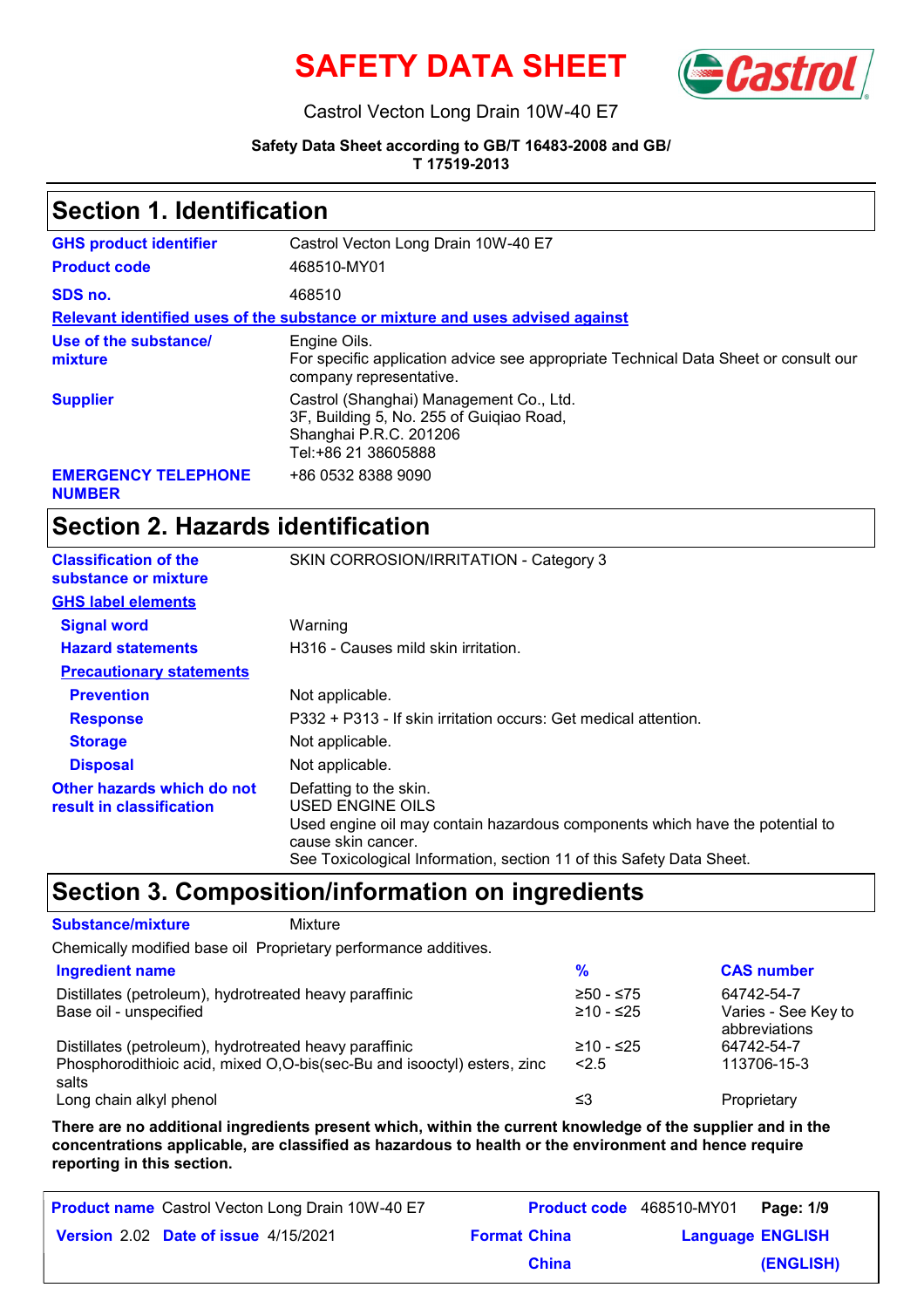# SAFETY DATA SHEET

Castrol Vecton Long Drain 10W-40 E7

**Safety Data Sheet according to GB/T 16483-2008 and GB/T 17519-2013**

## Section 1. Identification

| | |
|---|---|
| **GHS product identifier** | Castrol Vecton Long Drain 10W-40 E7 |
| **Product code** | 468510-MY01 |
| **SDS no.** | 468510 |

**Relevant identified uses of the substance or mixture and uses advised against**

| | |
|---|---|
| **Use of the substance/ mixture** | Engine Oils.<br>For specific application advice see appropriate Technical Data Sheet or consult our company representative. |
| **Supplier** | Castrol (Shanghai) Management Co., Ltd.<br>3F, Building 5, No. 255 of Guiqiao Road,<br>Shanghai P.R.C. 201206<br>Tel:+86 21 38605888 |
| **EMERGENCY TELEPHONE NUMBER** | +86 0532 8388 9090 |

## Section 2. Hazards identification

| | |
|---|---|
| **Classification of the substance or mixture** | SKIN CORROSION/IRRITATION - Category 3 |

**GHS label elements**

| | |
|---|---|
| **Signal word** | Warning |
| **Hazard statements** | H316 - Causes mild skin irritation. |

**Precautionary statements**

| | |
|---|---|
| **Prevention** | Not applicable. |
| **Response** | P332 + P313 - If skin irritation occurs: Get medical attention. |
| **Storage** | Not applicable. |
| **Disposal** | Not applicable. |
| **Other hazards which do not result in classification** | Defatting to the skin.<br>USED ENGINE OILS<br>Used engine oil may contain hazardous components which have the potential to cause skin cancer.<br>See Toxicological Information, section 11 of this Safety Data Sheet. |

## Section 3. Composition/information on ingredients

**Substance/mixture** Mixture

Chemically modified base oil Proprietary performance additives.

| Ingredient name | % | CAS number |
|---|---|---|
| Distillates (petroleum), hydrotreated heavy paraffinic | ≥50 - ≤75 | 64742-54-7 |
| Base oil - unspecified | ≥10 - ≤25 | Varies - See Key to abbreviations |
| Distillates (petroleum), hydrotreated heavy paraffinic | ≥10 - ≤25 | 64742-54-7 |
| Phosphorodithioic acid, mixed O,O-bis(sec-Bu and isooctyl) esters, zinc salts | <2.5 | 113706-15-3 |
| Long chain alkyl phenol | ≤3 | Proprietary |

**There are no additional ingredients present which, within the current knowledge of the supplier and in the concentrations applicable, are classified as hazardous to health or the environment and hence require reporting in this section.**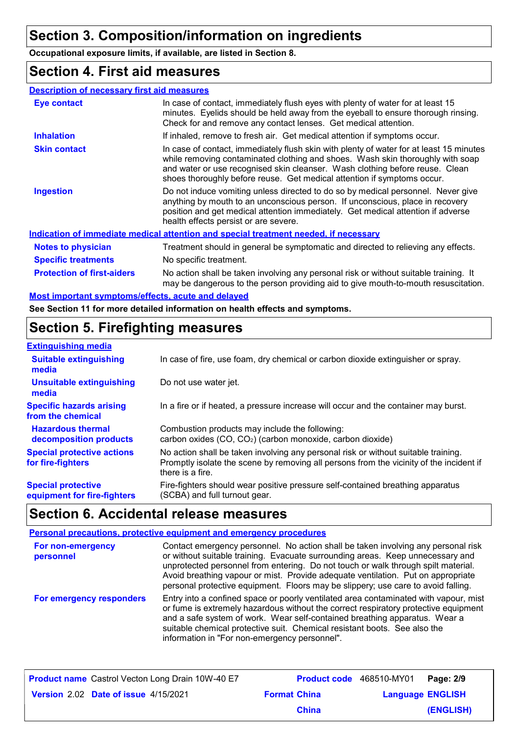## Section 3. Composition/information on ingredients

**Occupational exposure limits, if available, are listed in Section 8.**

## Section 4. First aid measures

### Description of necessary first aid measures

**Eye contact**
In case of contact, immediately flush eyes with plenty of water for at least 15 minutes. Eyelids should be held away from the eyeball to ensure thorough rinsing. Check for and remove any contact lenses. Get medical attention.

**Inhalation**
If inhaled, remove to fresh air. Get medical attention if symptoms occur.

**Skin contact**
In case of contact, immediately flush skin with plenty of water for at least 15 minutes while removing contaminated clothing and shoes. Wash skin thoroughly with soap and water or use recognised skin cleanser. Wash clothing before reuse. Clean shoes thoroughly before reuse. Get medical attention if symptoms occur.

**Ingestion**
Do not induce vomiting unless directed to do so by medical personnel. Never give anything by mouth to an unconscious person. If unconscious, place in recovery position and get medical attention immediately. Get medical attention if adverse health effects persist or are severe.

### Indication of immediate medical attention and special treatment needed, if necessary

**Notes to physician**
Treatment should in general be symptomatic and directed to relieving any effects.

**Specific treatments**
No specific treatment.

**Protection of first-aiders**
No action shall be taken involving any personal risk or without suitable training. It may be dangerous to the person providing aid to give mouth-to-mouth resuscitation.

### Most important symptoms/effects, acute and delayed

**See Section 11 for more detailed information on health effects and symptoms.**

## Section 5. Firefighting measures

### Extinguishing media

**Suitable extinguishing media**
In case of fire, use foam, dry chemical or carbon dioxide extinguisher or spray.

**Unsuitable extinguishing media**
Do not use water jet.

**Specific hazards arising from the chemical**
In a fire or if heated, a pressure increase will occur and the container may burst.

**Hazardous thermal decomposition products**
Combustion products may include the following:
carbon oxides ($CO$, $CO_2$) (carbon monoxide, carbon dioxide)

**Special protective actions for fire-fighters**
No action shall be taken involving any personal risk or without suitable training. Promptly isolate the scene by removing all persons from the vicinity of the incident if there is a fire.

**Special protective equipment for fire-fighters**
Fire-fighters should wear positive pressure self-contained breathing apparatus (SCBA) and full turnout gear.

## Section 6. Accidental release measures

### Personal precautions, protective equipment and emergency procedures

**For non-emergency personnel**
Contact emergency personnel. No action shall be taken involving any personal risk or without suitable training. Evacuate surrounding areas. Keep unnecessary and unprotected personnel from entering. Do not touch or walk through spilt material. Avoid breathing vapour or mist. Provide adequate ventilation. Put on appropriate personal protective equipment. Floors may be slippery; use care to avoid falling.

**For emergency responders**
Entry into a confined space or poorly ventilated area contaminated with vapour, mist or fume is extremely hazardous without the correct respiratory protective equipment and a safe system of work. Wear self-contained breathing apparatus. Wear a suitable chemical protective suit. Chemical resistant boots. See also the information in "For non-emergency personnel".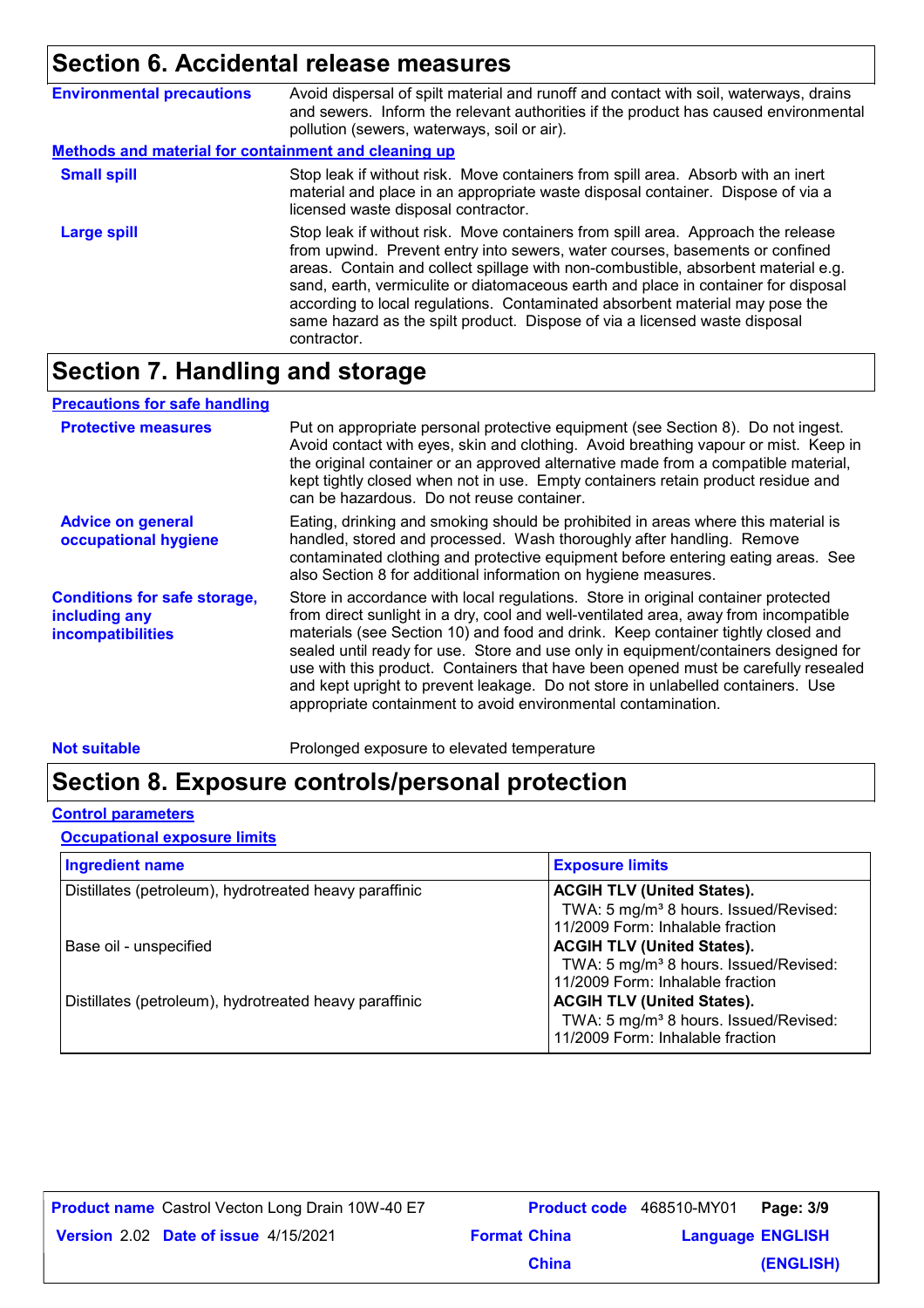## Section 6. Accidental release measures

**Environmental precautions**
Avoid dispersal of spilt material and runoff and contact with soil, waterways, drains and sewers. Inform the relevant authorities if the product has caused environmental pollution (sewers, waterways, soil or air).

### Methods and material for containment and cleaning up

**Small spill**
Stop leak if without risk. Move containers from spill area. Absorb with an inert material and place in an appropriate waste disposal container. Dispose of via a licensed waste disposal contractor.

**Large spill**
Stop leak if without risk. Move containers from spill area. Approach the release from upwind. Prevent entry into sewers, water courses, basements or confined areas. Contain and collect spillage with non-combustible, absorbent material e.g. sand, earth, vermiculite or diatomaceous earth and place in container for disposal according to local regulations. Contaminated absorbent material may pose the same hazard as the spilt product. Dispose of via a licensed waste disposal contractor.

## Section 7. Handling and storage

### Precautions for safe handling

**Protective measures**
Put on appropriate personal protective equipment (see Section 8). Do not ingest. Avoid contact with eyes, skin and clothing. Avoid breathing vapour or mist. Keep in the original container or an approved alternative made from a compatible material, kept tightly closed when not in use. Empty containers retain product residue and can be hazardous. Do not reuse container.

**Advice on general occupational hygiene**
Eating, drinking and smoking should be prohibited in areas where this material is handled, stored and processed. Wash thoroughly after handling. Remove contaminated clothing and protective equipment before entering eating areas. See also Section 8 for additional information on hygiene measures.

**Conditions for safe storage, including any incompatibilities**
Store in accordance with local regulations. Store in original container protected from direct sunlight in a dry, cool and well-ventilated area, away from incompatible materials (see Section 10) and food and drink. Keep container tightly closed and sealed until ready for use. Store and use only in equipment/containers designed for use with this product. Containers that have been opened must be carefully resealed and kept upright to prevent leakage. Do not store in unlabelled containers. Use appropriate containment to avoid environmental contamination.

**Not suitable**
Prolonged exposure to elevated temperature

## Section 8. Exposure controls/personal protection

### Control parameters

#### Occupational exposure limits

| Ingredient name | Exposure limits |
|---|---|
| Distillates (petroleum), hydrotreated heavy paraffinic | **ACGIH TLV (United States).** TWA: 5 mg/m³ 8 hours. Issued/Revised: 11/2009 Form: Inhalable fraction |
| Base oil - unspecified | **ACGIH TLV (United States).** TWA: 5 mg/m³ 8 hours. Issued/Revised: 11/2009 Form: Inhalable fraction |
| Distillates (petroleum), hydrotreated heavy paraffinic | **ACGIH TLV (United States).** TWA: 5 mg/m³ 8 hours. Issued/Revised: 11/2009 Form: Inhalable fraction |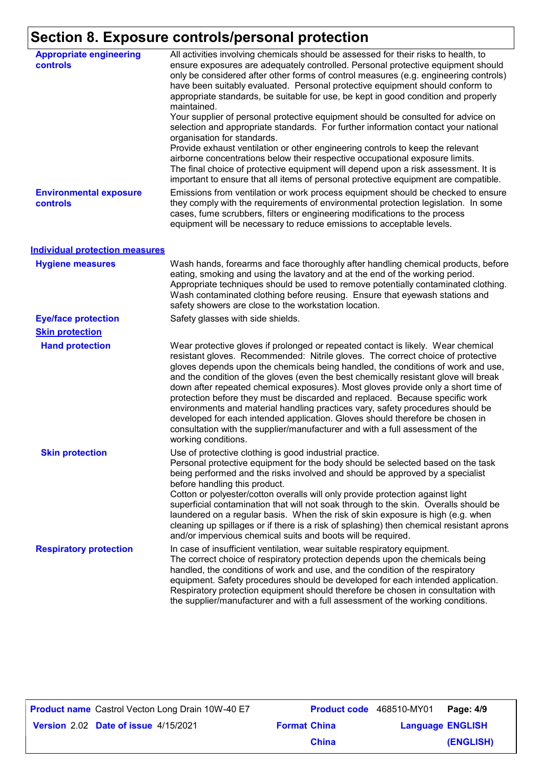## Section 8. Exposure controls/personal protection

**Appropriate engineering controls**

All activities involving chemicals should be assessed for their risks to health, to ensure exposures are adequately controlled. Personal protective equipment should only be considered after other forms of control measures (e.g. engineering controls) have been suitably evaluated. Personal protective equipment should conform to appropriate standards, be suitable for use, be kept in good condition and properly maintained.
Your supplier of personal protective equipment should be consulted for advice on selection and appropriate standards. For further information contact your national organisation for standards.
Provide exhaust ventilation or other engineering controls to keep the relevant airborne concentrations below their respective occupational exposure limits.
The final choice of protective equipment will depend upon a risk assessment. It is important to ensure that all items of personal protective equipment are compatible.

**Environmental exposure controls**

Emissions from ventilation or work process equipment should be checked to ensure they comply with the requirements of environmental protection legislation. In some cases, fume scrubbers, filters or engineering modifications to the process equipment will be necessary to reduce emissions to acceptable levels.

### Individual protection measures

**Hygiene measures**

Wash hands, forearms and face thoroughly after handling chemical products, before eating, smoking and using the lavatory and at the end of the working period. Appropriate techniques should be used to remove potentially contaminated clothing. Wash contaminated clothing before reusing. Ensure that eyewash stations and safety showers are close to the workstation location.

**Eye/face protection**

Safety glasses with side shields.

**Skin protection**

**Hand protection**

Wear protective gloves if prolonged or repeated contact is likely. Wear chemical resistant gloves. Recommended: Nitrile gloves. The correct choice of protective gloves depends upon the chemicals being handled, the conditions of work and use, and the condition of the gloves (even the best chemically resistant glove will break down after repeated chemical exposures). Most gloves provide only a short time of protection before they must be discarded and replaced. Because specific work environments and material handling practices vary, safety procedures should be developed for each intended application. Gloves should therefore be chosen in consultation with the supplier/manufacturer and with a full assessment of the working conditions.

**Skin protection**

Use of protective clothing is good industrial practice.
Personal protective equipment for the body should be selected based on the task being performed and the risks involved and should be approved by a specialist before handling this product.
Cotton or polyester/cotton overalls will only provide protection against light superficial contamination that will not soak through to the skin. Overalls should be laundered on a regular basis. When the risk of skin exposure is high (e.g. when cleaning up spillages or if there is a risk of splashing) then chemical resistant aprons and/or impervious chemical suits and boots will be required.

**Respiratory protection**

In case of insufficient ventilation, wear suitable respiratory equipment.
The correct choice of respiratory protection depends upon the chemicals being handled, the conditions of work and use, and the condition of the respiratory equipment. Safety procedures should be developed for each intended application. Respiratory protection equipment should therefore be chosen in consultation with the supplier/manufacturer and with a full assessment of the working conditions.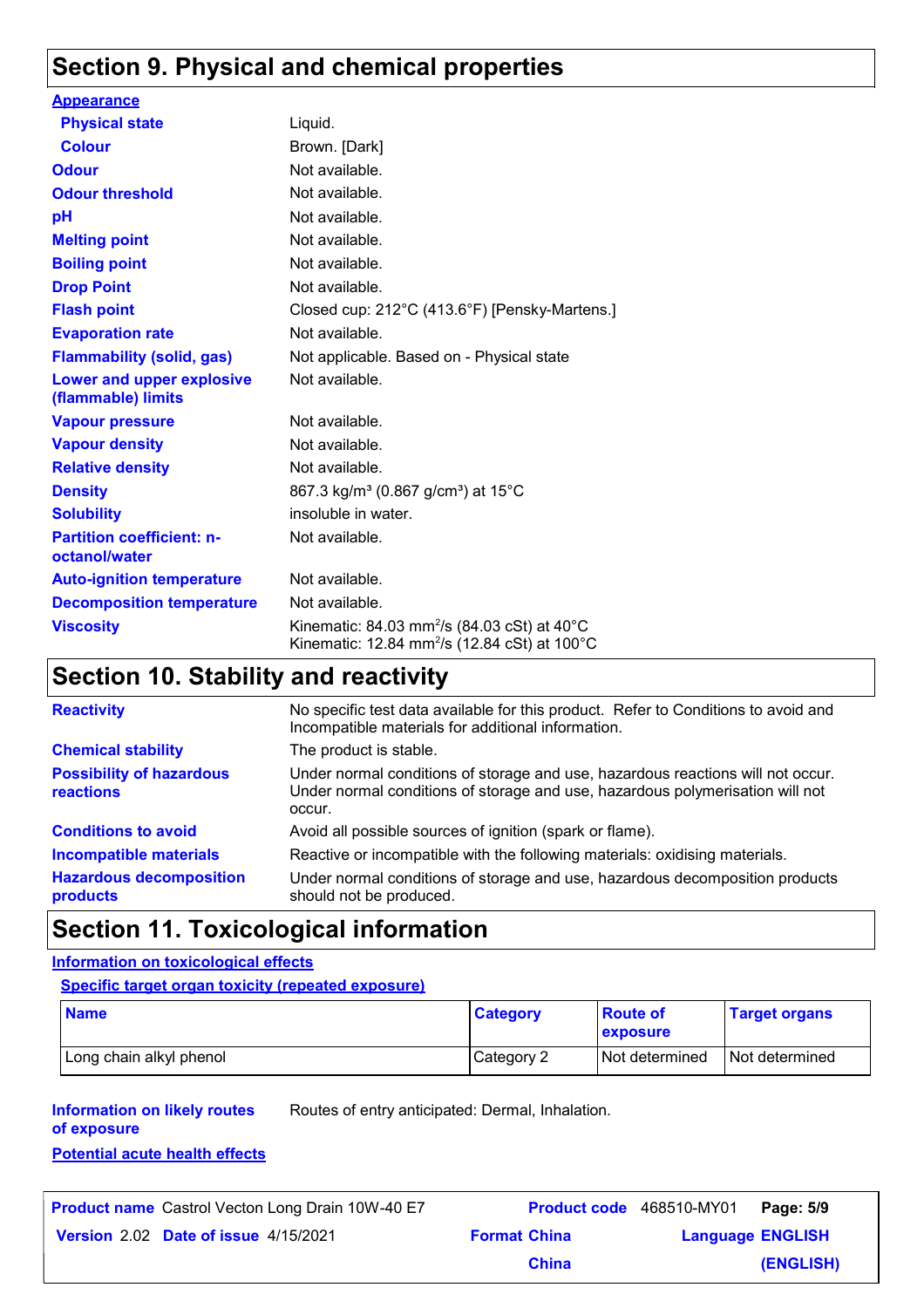## Section 9. Physical and chemical properties

**Appearance**

| | |
|---|---|
| **Physical state** | Liquid. |
| **Colour** | Brown. [Dark] |
| **Odour** | Not available. |
| **Odour threshold** | Not available. |
| **pH** | Not available. |
| **Melting point** | Not available. |
| **Boiling point** | Not available. |
| **Drop Point** | Not available. |
| **Flash point** | Closed cup: 212°C (413.6°F) [Pensky-Martens.] |
| **Evaporation rate** | Not available. |
| **Flammability (solid, gas)** | Not applicable. Based on - Physical state |
| **Lower and upper explosive (flammable) limits** | Not available. |
| **Vapour pressure** | Not available. |
| **Vapour density** | Not available. |
| **Relative density** | Not available. |
| **Density** | 867.3 kg/m³ (0.867 g/cm³) at 15°C |
| **Solubility** | insoluble in water. |
| **Partition coefficient: n-octanol/water** | Not available. |
| **Auto-ignition temperature** | Not available. |
| **Decomposition temperature** | Not available. |
| **Viscosity** | Kinematic: 84.03 mm²/s (84.03 cSt) at 40°C<br>Kinematic: 12.84 mm²/s (12.84 cSt) at 100°C |

## Section 10. Stability and reactivity

| | |
|---|---|
| **Reactivity** | No specific test data available for this product. Refer to Conditions to avoid and Incompatible materials for additional information. |
| **Chemical stability** | The product is stable. |
| **Possibility of hazardous reactions** | Under normal conditions of storage and use, hazardous reactions will not occur. Under normal conditions of storage and use, hazardous polymerisation will not occur. |
| **Conditions to avoid** | Avoid all possible sources of ignition (spark or flame). |
| **Incompatible materials** | Reactive or incompatible with the following materials: oxidising materials. |
| **Hazardous decomposition products** | Under normal conditions of storage and use, hazardous decomposition products should not be produced. |

## Section 11. Toxicological information

**Information on toxicological effects**

**Specific target organ toxicity (repeated exposure)**

| Name | Category | Route of exposure | Target organs |
|---|---|---|---|
| Long chain alkyl phenol | Category 2 | Not determined | Not determined |

**Information on likely routes of exposure** Routes of entry anticipated: Dermal, Inhalation.

**Potential acute health effects**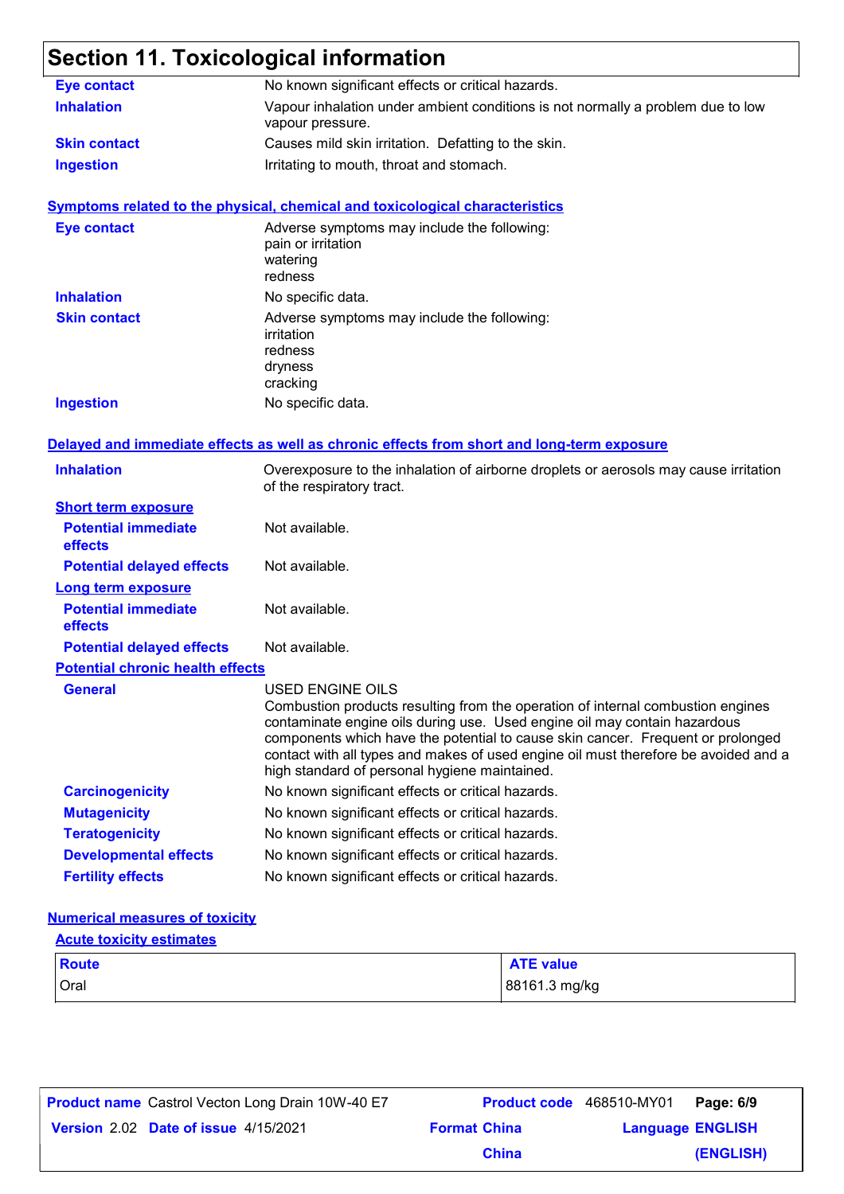# Section 11. Toxicological information

**Eye contact** No known significant effects or critical hazards.

**Inhalation** Vapour inhalation under ambient conditions is not normally a problem due to low vapour pressure.

**Skin contact** Causes mild skin irritation. Defatting to the skin.

**Ingestion** Irritating to mouth, throat and stomach.

### Symptoms related to the physical, chemical and toxicological characteristics

**Eye contact** Adverse symptoms may include the following:
pain or irritation
watering
redness

**Inhalation** No specific data.

**Skin contact** Adverse symptoms may include the following:
irritation
redness
dryness
cracking

**Ingestion** No specific data.

### Delayed and immediate effects as well as chronic effects from short and long-term exposure

**Inhalation** Overexposure to the inhalation of airborne droplets or aerosols may cause irritation of the respiratory tract.

**Short term exposure**

**Potential immediate effects** Not available.

**Potential delayed effects** Not available.

**Long term exposure**

**Potential immediate effects** Not available.

**Potential delayed effects** Not available.

**Potential chronic health effects**

**General** USED ENGINE OILS
Combustion products resulting from the operation of internal combustion engines contaminate engine oils during use. Used engine oil may contain hazardous components which have the potential to cause skin cancer. Frequent or prolonged contact with all types and makes of used engine oil must therefore be avoided and a high standard of personal hygiene maintained.

**Carcinogenicity** No known significant effects or critical hazards.

**Mutagenicity** No known significant effects or critical hazards.

**Teratogenicity** No known significant effects or critical hazards.

**Developmental effects** No known significant effects or critical hazards.

**Fertility effects** No known significant effects or critical hazards.

### Numerical measures of toxicity

**Acute toxicity estimates**

| Route | ATE value |
|---|---|
| Oral | 88161.3 mg/kg |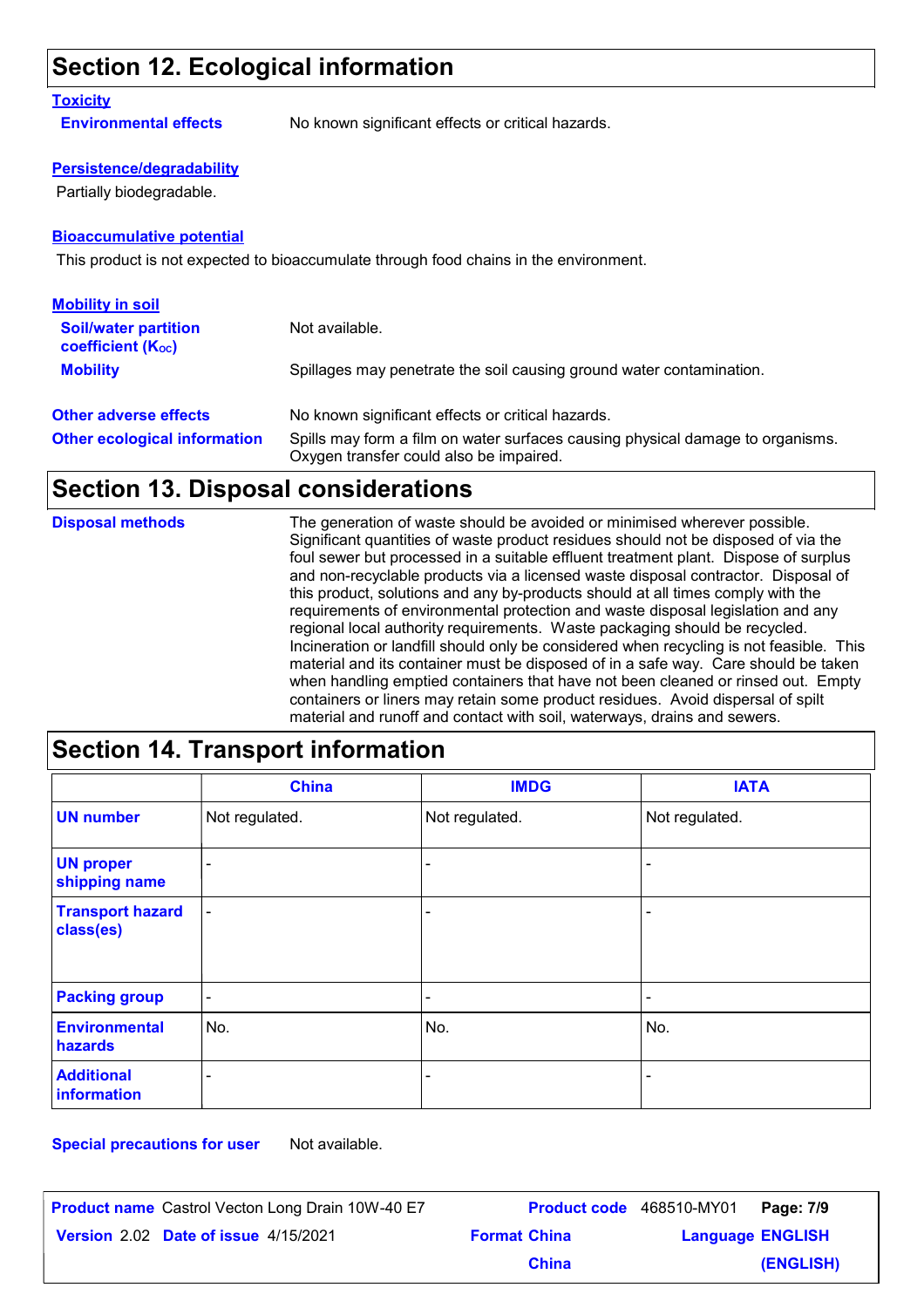## Section 12. Ecological information

### Toxicity

**Environmental effects** No known significant effects or critical hazards.

### Persistence/degradability

Partially biodegradable.

### Bioaccumulative potential

This product is not expected to bioaccumulate through food chains in the environment.

### Mobility in soil

**Soil/water partition coefficient ($K_{OC}$)** Not available.

**Mobility** Spillages may penetrate the soil causing ground water contamination.

**Other adverse effects** No known significant effects or critical hazards.

**Other ecological information** Spills may form a film on water surfaces causing physical damage to organisms. Oxygen transfer could also be impaired.

## Section 13. Disposal considerations

**Disposal methods** The generation of waste should be avoided or minimised wherever possible. Significant quantities of waste product residues should not be disposed of via the foul sewer but processed in a suitable effluent treatment plant. Dispose of surplus and non-recyclable products via a licensed waste disposal contractor. Disposal of this product, solutions and any by-products should at all times comply with the requirements of environmental protection and waste disposal legislation and any regional local authority requirements. Waste packaging should be recycled. Incineration or landfill should only be considered when recycling is not feasible. This material and its container must be disposed of in a safe way. Care should be taken when handling emptied containers that have not been cleaned or rinsed out. Empty containers or liners may retain some product residues. Avoid dispersal of spilt material and runoff and contact with soil, waterways, drains and sewers.

## Section 14. Transport information

| | China | IMDG | IATA |
|---|---|---|---|
| **UN number** | Not regulated. | Not regulated. | Not regulated. |
| **UN proper shipping name** | - | - | - |
| **Transport hazard class(es)** | - | - | - |
| **Packing group** | - | - | - |
| **Environmental hazards** | No. | No. | No. |
| **Additional information** | - | - | - |

**Special precautions for user** Not available.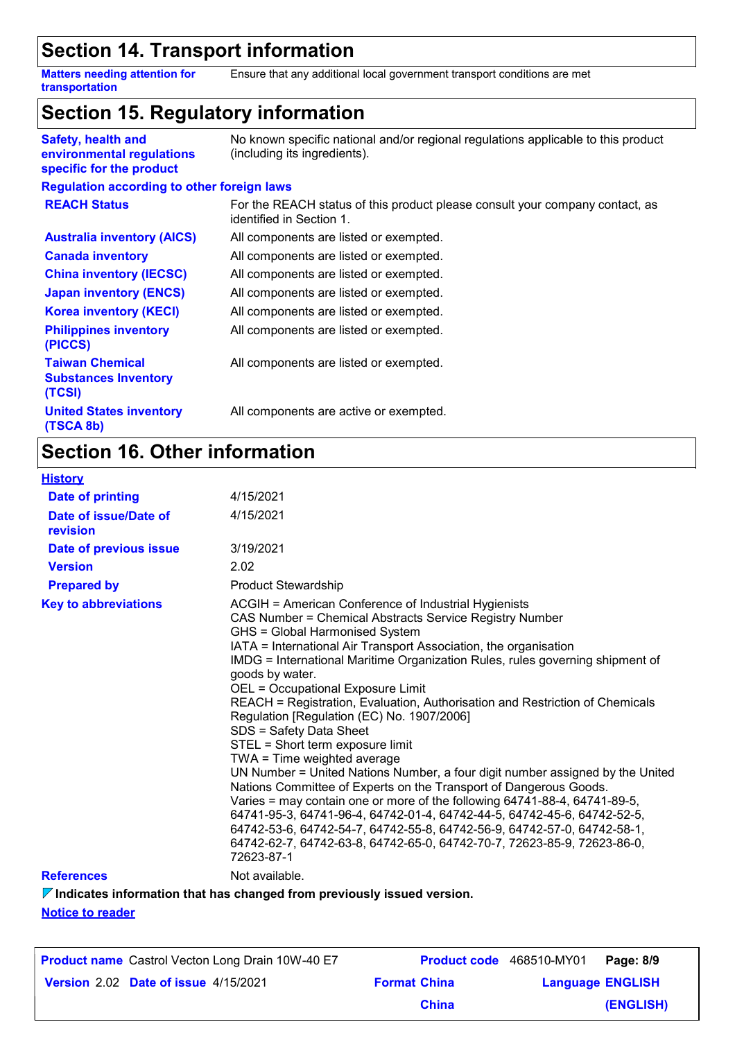## Section 14. Transport information

| | |
|---|---|
| **Matters needing attention for transportation** | Ensure that any additional local government transport conditions are met |

## Section 15. Regulatory information

| | |
|---|---|
| **Safety, health and environmental regulations specific for the product** | No known specific national and/or regional regulations applicable to this product (including its ingredients). |

**Regulation according to other foreign laws**

| | |
|---|---|
| **REACH Status** | For the REACH status of this product please consult your company contact, as identified in Section 1. |
| **Australia inventory (AICS)** | All components are listed or exempted. |
| **Canada inventory** | All components are listed or exempted. |
| **China inventory (IECSC)** | All components are listed or exempted. |
| **Japan inventory (ENCS)** | All components are listed or exempted. |
| **Korea inventory (KECI)** | All components are listed or exempted. |
| **Philippines inventory (PICCS)** | All components are listed or exempted. |
| **Taiwan Chemical Substances Inventory (TCSI)** | All components are listed or exempted. |
| **United States inventory (TSCA 8b)** | All components are active or exempted. |

## Section 16. Other information

**History**

| | |
|---|---|
| **Date of printing** | 4/15/2021 |
| **Date of issue/Date of revision** | 4/15/2021 |
| **Date of previous issue** | 3/19/2021 |
| **Version** | 2.02 |
| **Prepared by** | Product Stewardship |

**Key to abbreviations**

ACGIH = American Conference of Industrial Hygienists
CAS Number = Chemical Abstracts Service Registry Number
GHS = Global Harmonised System
IATA = International Air Transport Association, the organisation
IMDG = International Maritime Organization Rules, rules governing shipment of goods by water.
OEL = Occupational Exposure Limit
REACH = Registration, Evaluation, Authorisation and Restriction of Chemicals Regulation [Regulation (EC) No. 1907/2006]
SDS = Safety Data Sheet
STEL = Short term exposure limit
TWA = Time weighted average
UN Number = United Nations Number, a four digit number assigned by the United Nations Committee of Experts on the Transport of Dangerous Goods.
Varies = may contain one or more of the following 64741-88-4, 64741-89-5, 64741-95-3, 64741-96-4, 64742-01-4, 64742-44-5, 64742-45-6, 64742-52-5, 64742-53-6, 64742-54-7, 64742-55-8, 64742-56-9, 64742-57-0, 64742-58-1, 64742-62-7, 64742-63-8, 64742-65-0, 64742-70-7, 72623-85-9, 72623-86-0, 72623-87-1

**References** Not available.

**Indicates information that has changed from previously issued version.**

**Notice to reader**

| | | | |
|---|---|---|---|
| **Product name** Castrol Vecton Long Drain 10W-40 E7 | | **Product code** 468510-MY01 | |
| **Version** 2.02 | **Date of issue** 4/15/2021 | **Format** China China | **Language** ENGLISH (ENGLISH) |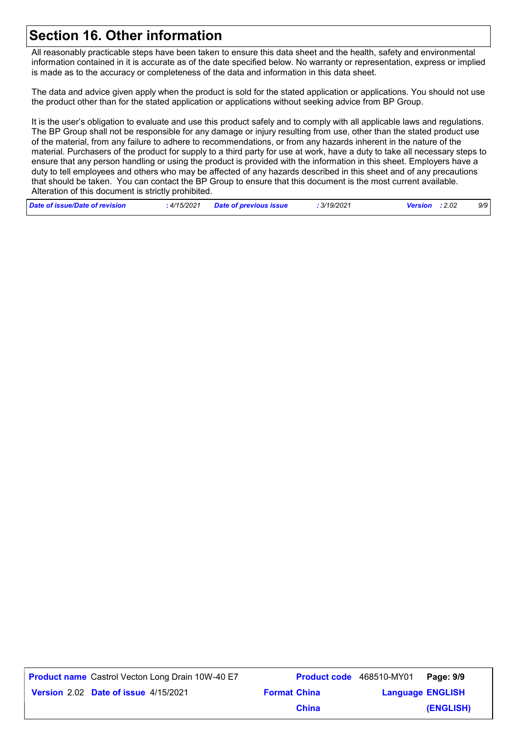# Section 16. Other information

All reasonably practicable steps have been taken to ensure this data sheet and the health, safety and environmental information contained in it is accurate as of the date specified below. No warranty or representation, express or implied is made as to the accuracy or completeness of the data and information in this data sheet.

The data and advice given apply when the product is sold for the stated application or applications. You should not use the product other than for the stated application or applications without seeking advice from BP Group.

It is the user's obligation to evaluate and use this product safely and to comply with all applicable laws and regulations. The BP Group shall not be responsible for any damage or injury resulting from use, other than the stated product use of the material, from any failure to adhere to recommendations, or from any hazards inherent in the nature of the material. Purchasers of the product for supply to a third party for use at work, have a duty to take all necessary steps to ensure that any person handling or using the product is provided with the information in this sheet. Employers have a duty to tell employees and others who may be affected of any hazards described in this sheet and of any precautions that should be taken. You can contact the BP Group to ensure that this document is the most current available. Alteration of this document is strictly prohibited.

*Date of issue/Date of revision* : 4/15/2021 *Date of previous issue* : 3/19/2021 *Version* : 2.02